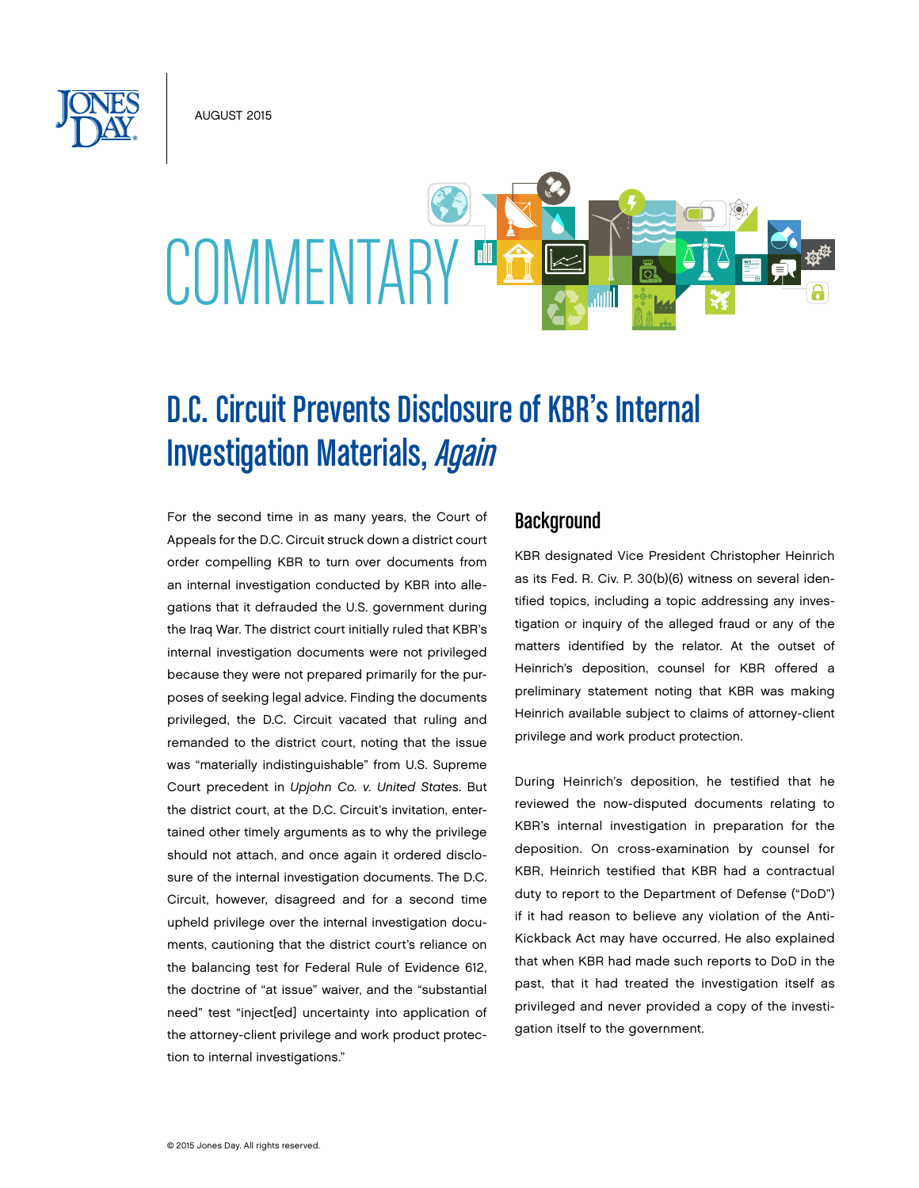AUGUST 2015

COMMENTARY

# D.C. Circuit Prevents Disclosure of KBR's Internal Investigation Materials, *Again*

For the second time in as many years, the Court of Appeals for the D.C. Circuit struck down a district court order compelling KBR to turn over documents from an internal investigation conducted by KBR into allegations that it defrauded the U.S. government during the Iraq War. The district court initially ruled that KBR's internal investigation documents were not privileged because they were not prepared primarily for the purposes of seeking legal advice. Finding the documents privileged, the D.C. Circuit vacated that ruling and remanded to the district court, noting that the issue was "materially indistinguishable" from U.S. Supreme Court precedent in *Upjohn Co. v. United States*. But the district court, at the D.C. Circuit's invitation, entertained other timely arguments as to why the privilege should not attach, and once again it ordered disclosure of the internal investigation documents. The D.C. Circuit, however, disagreed and for a second time upheld privilege over the internal investigation documents, cautioning that the district court's reliance on the balancing test for Federal Rule of Evidence 612, the doctrine of "at issue" waiver, and the "substantial need" test "inject[ed] uncertainty into application of the attorney-client privilege and work product protection to internal investigations."

## Background

KBR designated Vice President Christopher Heinrich as its Fed. R. Civ. P. 30(b)(6) witness on several identified topics, including a topic addressing any investigation or inquiry of the alleged fraud or any of the matters identified by the relator. At the outset of Heinrich's deposition, counsel for KBR offered a preliminary statement noting that KBR was making Heinrich available subject to claims of attorney-client privilege and work product protection.

During Heinrich's deposition, he testified that he reviewed the now-disputed documents relating to KBR's internal investigation in preparation for the deposition. On cross-examination by counsel for KBR, Heinrich testified that KBR had a contractual duty to report to the Department of Defense ("DoD") if it had reason to believe any violation of the Anti-Kickback Act may have occurred. He also explained that when KBR had made such reports to DoD in the past, that it had treated the investigation itself as privileged and never provided a copy of the investigation itself to the government.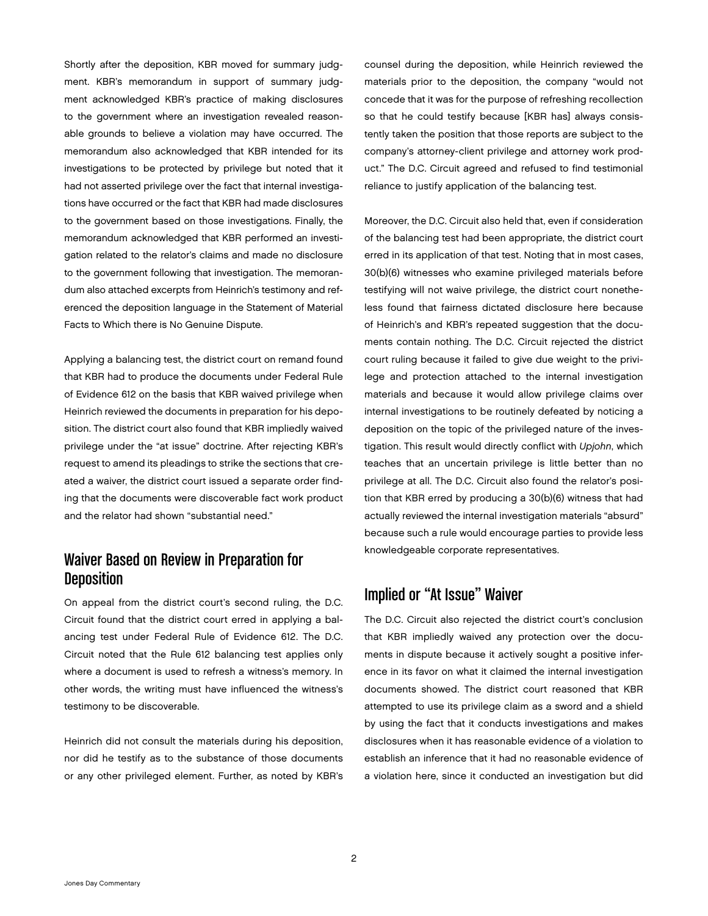Shortly after the deposition, KBR moved for summary judgment. KBR's memorandum in support of summary judgment acknowledged KBR's practice of making disclosures to the government where an investigation revealed reasonable grounds to believe a violation may have occurred. The memorandum also acknowledged that KBR intended for its investigations to be protected by privilege but noted that it had not asserted privilege over the fact that internal investigations have occurred or the fact that KBR had made disclosures to the government based on those investigations. Finally, the memorandum acknowledged that KBR performed an investigation related to the relator's claims and made no disclosure to the government following that investigation. The memorandum also attached excerpts from Heinrich's testimony and referenced the deposition language in the Statement of Material Facts to Which there is No Genuine Dispute.

Applying a balancing test, the district court on remand found that KBR had to produce the documents under Federal Rule of Evidence 612 on the basis that KBR waived privilege when Heinrich reviewed the documents in preparation for his deposition. The district court also found that KBR impliedly waived privilege under the "at issue" doctrine. After rejecting KBR's request to amend its pleadings to strike the sections that created a waiver, the district court issued a separate order finding that the documents were discoverable fact work product and the relator had shown "substantial need."

## Waiver Based on Review in Preparation for Deposition

On appeal from the district court's second ruling, the D.C. Circuit found that the district court erred in applying a balancing test under Federal Rule of Evidence 612. The D.C. Circuit noted that the Rule 612 balancing test applies only where a document is used to refresh a witness's memory. In other words, the writing must have influenced the witness's testimony to be discoverable.

Heinrich did not consult the materials during his deposition, nor did he testify as to the substance of those documents or any other privileged element. Further, as noted by KBR's counsel during the deposition, while Heinrich reviewed the materials prior to the deposition, the company "would not concede that it was for the purpose of refreshing recollection so that he could testify because [KBR has] always consistently taken the position that those reports are subject to the company's attorney-client privilege and attorney work product." The D.C. Circuit agreed and refused to find testimonial reliance to justify application of the balancing test.

Moreover, the D.C. Circuit also held that, even if consideration of the balancing test had been appropriate, the district court erred in its application of that test. Noting that in most cases, 30(b)(6) witnesses who examine privileged materials before testifying will not waive privilege, the district court nonetheless found that fairness dictated disclosure here because of Heinrich's and KBR's repeated suggestion that the documents contain nothing. The D.C. Circuit rejected the district court ruling because it failed to give due weight to the privilege and protection attached to the internal investigation materials and because it would allow privilege claims over internal investigations to be routinely defeated by noticing a deposition on the topic of the privileged nature of the investigation. This result would directly conflict with *Upjohn*, which teaches that an uncertain privilege is little better than no privilege at all. The D.C. Circuit also found the relator's position that KBR erred by producing a 30(b)(6) witness that had actually reviewed the internal investigation materials "absurd" because such a rule would encourage parties to provide less knowledgeable corporate representatives.

## Implied or "At Issue" Waiver

The D.C. Circuit also rejected the district court's conclusion that KBR impliedly waived any protection over the documents in dispute because it actively sought a positive inference in its favor on what it claimed the internal investigation documents showed. The district court reasoned that KBR attempted to use its privilege claim as a sword and a shield by using the fact that it conducts investigations and makes disclosures when it has reasonable evidence of a violation to establish an inference that it had no reasonable evidence of a violation here, since it conducted an investigation but did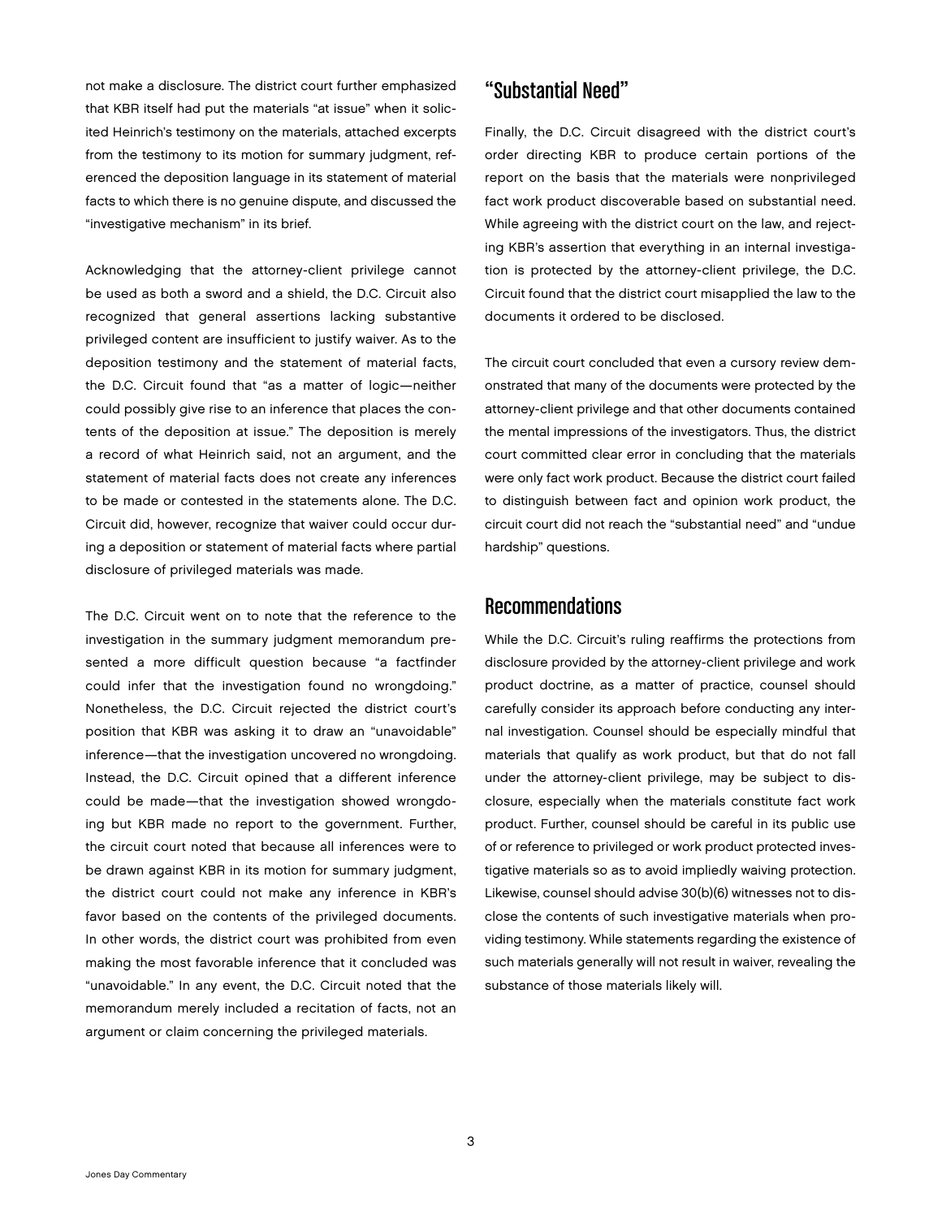not make a disclosure. The district court further emphasized that KBR itself had put the materials "at issue" when it solicited Heinrich's testimony on the materials, attached excerpts from the testimony to its motion for summary judgment, referenced the deposition language in its statement of material facts to which there is no genuine dispute, and discussed the "investigative mechanism" in its brief.

Acknowledging that the attorney-client privilege cannot be used as both a sword and a shield, the D.C. Circuit also recognized that general assertions lacking substantive privileged content are insufficient to justify waiver. As to the deposition testimony and the statement of material facts, the D.C. Circuit found that "as a matter of logic—neither could possibly give rise to an inference that places the contents of the deposition at issue." The deposition is merely a record of what Heinrich said, not an argument, and the statement of material facts does not create any inferences to be made or contested in the statements alone. The D.C. Circuit did, however, recognize that waiver could occur during a deposition or statement of material facts where partial disclosure of privileged materials was made.

The D.C. Circuit went on to note that the reference to the investigation in the summary judgment memorandum presented a more difficult question because "a factfinder could infer that the investigation found no wrongdoing." Nonetheless, the D.C. Circuit rejected the district court's position that KBR was asking it to draw an "unavoidable" inference—that the investigation uncovered no wrongdoing. Instead, the D.C. Circuit opined that a different inference could be made—that the investigation showed wrongdoing but KBR made no report to the government. Further, the circuit court noted that because all inferences were to be drawn against KBR in its motion for summary judgment, the district court could not make any inference in KBR's favor based on the contents of the privileged documents. In other words, the district court was prohibited from even making the most favorable inference that it concluded was "unavoidable." In any event, the D.C. Circuit noted that the memorandum merely included a recitation of facts, not an argument or claim concerning the privileged materials.

## "Substantial Need"

Finally, the D.C. Circuit disagreed with the district court's order directing KBR to produce certain portions of the report on the basis that the materials were nonprivileged fact work product discoverable based on substantial need. While agreeing with the district court on the law, and rejecting KBR's assertion that everything in an internal investigation is protected by the attorney-client privilege, the D.C. Circuit found that the district court misapplied the law to the documents it ordered to be disclosed.

The circuit court concluded that even a cursory review demonstrated that many of the documents were protected by the attorney-client privilege and that other documents contained the mental impressions of the investigators. Thus, the district court committed clear error in concluding that the materials were only fact work product. Because the district court failed to distinguish between fact and opinion work product, the circuit court did not reach the "substantial need" and "undue hardship" questions.

## Recommendations

While the D.C. Circuit's ruling reaffirms the protections from disclosure provided by the attorney-client privilege and work product doctrine, as a matter of practice, counsel should carefully consider its approach before conducting any internal investigation. Counsel should be especially mindful that materials that qualify as work product, but that do not fall under the attorney-client privilege, may be subject to disclosure, especially when the materials constitute fact work product. Further, counsel should be careful in its public use of or reference to privileged or work product protected investigative materials so as to avoid impliedly waiving protection. Likewise, counsel should advise 30(b)(6) witnesses not to disclose the contents of such investigative materials when providing testimony. While statements regarding the existence of such materials generally will not result in waiver, revealing the substance of those materials likely will.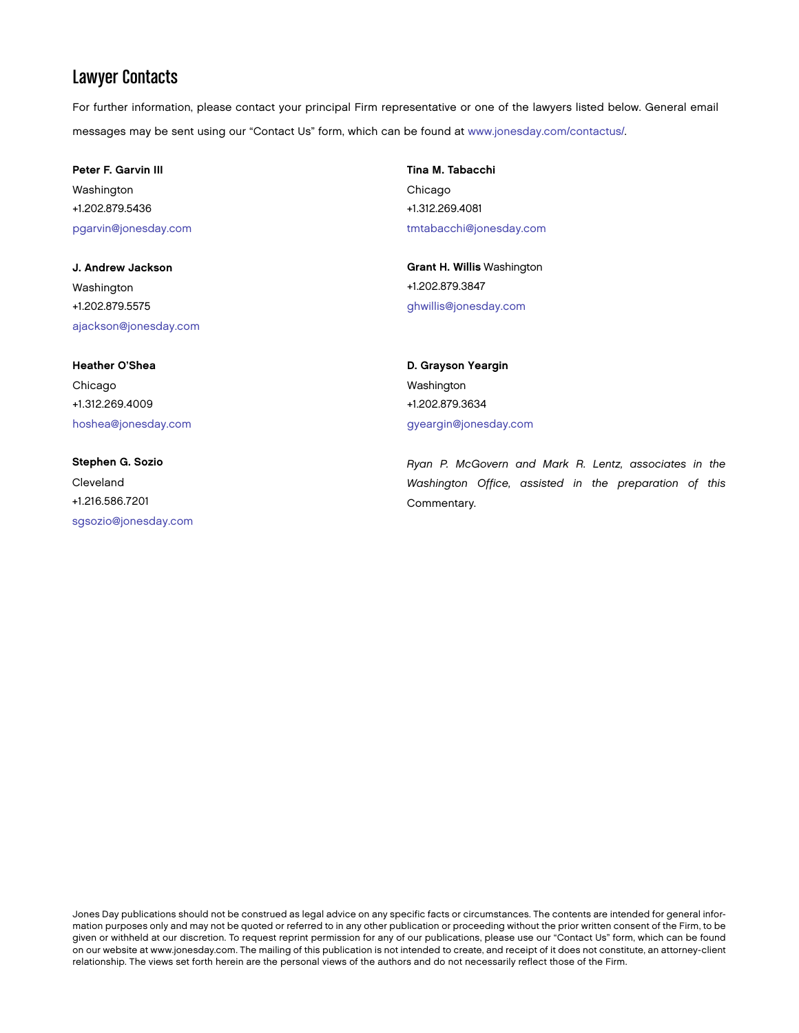## Lawyer Contacts

For further information, please contact your principal Firm representative or one of the lawyers listed below. General email messages may be sent using our "Contact Us" form, which can be found at www.jonesday.com/contactus/.

**Peter F. Garvin III**
Washington
+1.202.879.5436
pgarvin@jonesday.com

**J. Andrew Jackson**
Washington
+1.202.879.5575
ajackson@jonesday.com

**Heather O'Shea**
Chicago
+1.312.269.4009
hoshea@jonesday.com

**Stephen G. Sozio**
Cleveland
+1.216.586.7201
sgsozio@jonesday.com

**Tina M. Tabacchi**
Chicago
+1.312.269.4081
tmtabacchi@jonesday.com

**Grant H. Willis** Washington
+1.202.879.3847
ghwillis@jonesday.com

**D. Grayson Yeargin**
Washington
+1.202.879.3634
gyeargin@jonesday.com

*Ryan P. McGovern and Mark R. Lentz, associates in the Washington Office, assisted in the preparation of this* Commentary.

Jones Day publications should not be construed as legal advice on any specific facts or circumstances. The contents are intended for general information purposes only and may not be quoted or referred to in any other publication or proceeding without the prior written consent of the Firm, to be given or withheld at our discretion. To request reprint permission for any of our publications, please use our "Contact Us" form, which can be found on our website at www.jonesday.com. The mailing of this publication is not intended to create, and receipt of it does not constitute, an attorney-client relationship. The views set forth herein are the personal views of the authors and do not necessarily reflect those of the Firm.